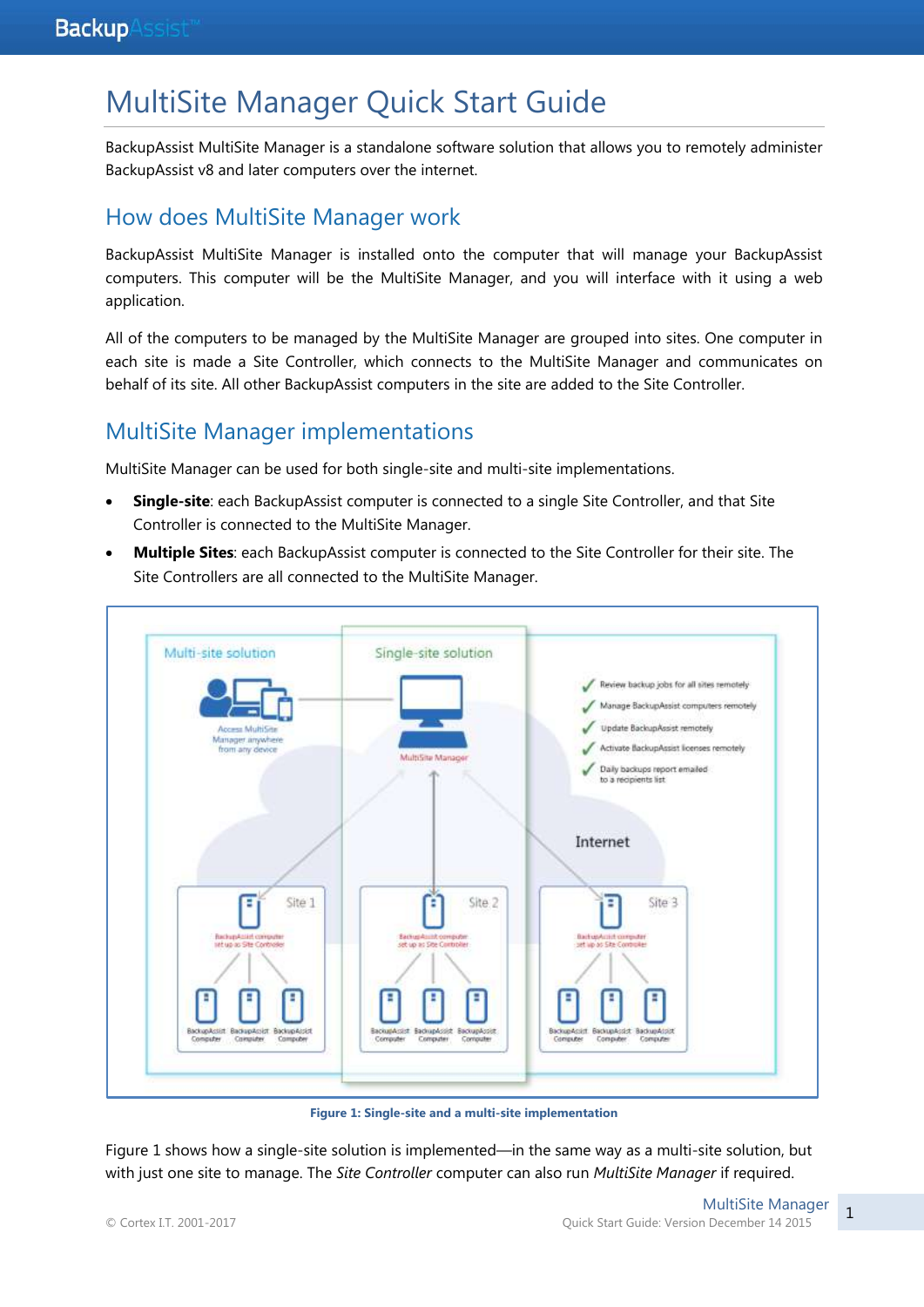# MultiSite Manager Quick Start Guide

BackupAssist MultiSite Manager is a standalone software solution that allows you to remotely administer BackupAssist v8 and later computers over the internet.

## How does MultiSite Manager work

BackupAssist MultiSite Manager is installed onto the computer that will manage your BackupAssist computers. This computer will be the MultiSite Manager, and you will interface with it using a web application.

All of the computers to be managed by the MultiSite Manager are grouped into sites. One computer in each site is made a Site Controller, which connects to the MultiSite Manager and communicates on behalf of its site. All other BackupAssist computers in the site are added to the Site Controller.

## MultiSite Manager implementations

MultiSite Manager can be used for both single-site and multi-site implementations.

- **Single-site**: each BackupAssist computer is connected to a single Site Controller, and that Site Controller is connected to the MultiSite Manager.
- **Multiple Sites**: each BackupAssist computer is connected to the Site Controller for their site. The Site Controllers are all connected to the MultiSite Manager.

**Figure 1: Single-site and a multi-site implementation**

Figure 1 shows how a single-site solution is implemented—in the same way as a multi-site solution, but with just one site to manage. The *Site Controller* computer can also run *MultiSite Manager* if required.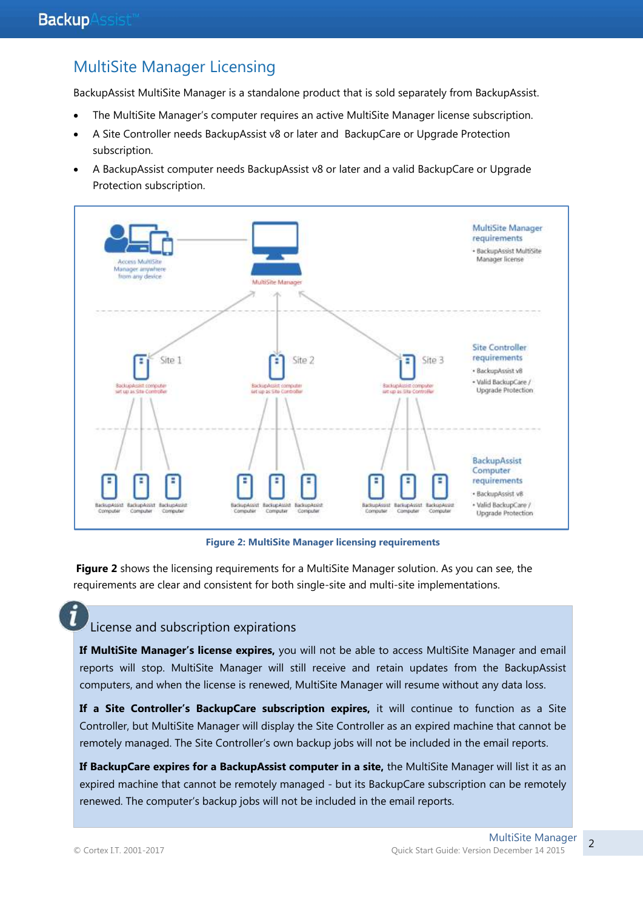## MultiSite Manager Licensing

BackupAssist MultiSite Manager is a standalone product that is sold separately from BackupAssist.

- The MultiSite Manager's computer requires an active MultiSite Manager license subscription.
- A Site Controller needs BackupAssist v8 or later and BackupCare or Upgrade Protection subscription.
- A BackupAssist computer needs BackupAssist v8 or later and a valid BackupCare or Upgrade Protection subscription.

**Figure 2: MultiSite Manager licensing requirements**

**Figure 2** shows the licensing requirements for a MultiSite Manager solution. As you can see, the requirements are clear and consistent for both single-site and multi-site implementations.

### License and subscription expirations

**If MultiSite Manager's license expires,** you will not be able to access MultiSite Manager and email reports will stop. MultiSite Manager will still receive and retain updates from the BackupAssist computers, and when the license is renewed, MultiSite Manager will resume without any data loss.

**If a Site Controller's BackupCare subscription expires,** it will continue to function as a Site Controller, but MultiSite Manager will display the Site Controller as an expired machine that cannot be remotely managed. The Site Controller's own backup jobs will not be included in the email reports.

**If BackupCare expires for a BackupAssist computer in a site,** the MultiSite Manager will list it as an expired machine that cannot be remotely managed - but its BackupCare subscription can be remotely renewed. The computer's backup jobs will not be included in the email reports.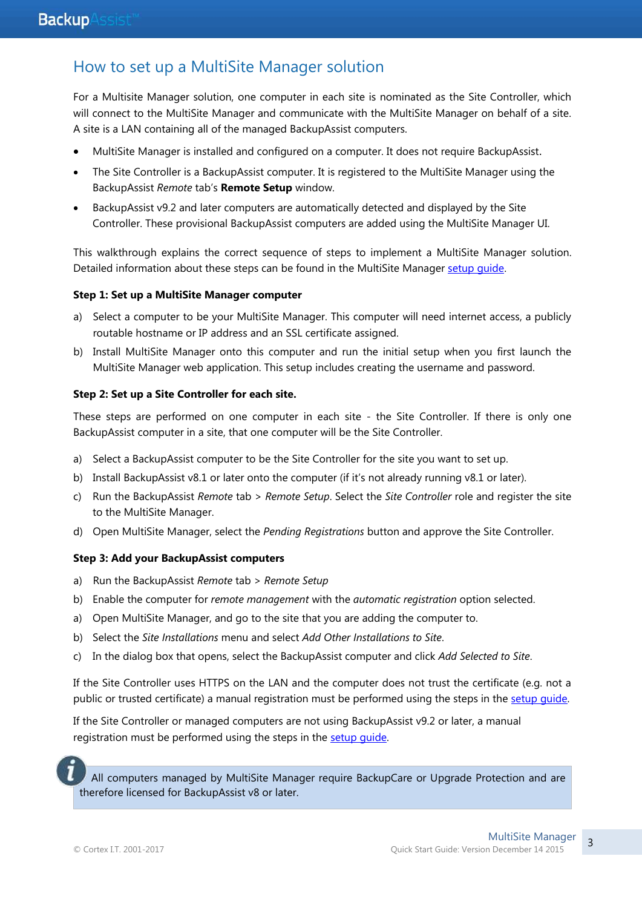## How to set up a MultiSite Manager solution

For a Multisite Manager solution, one computer in each site is nominated as the Site Controller, which will connect to the MultiSite Manager and communicate with the MultiSite Manager on behalf of a site. A site is a LAN containing all of the managed BackupAssist computers.

- MultiSite Manager is installed and configured on a computer. It does not require BackupAssist.
- The Site Controller is a BackupAssist computer. It is registered to the MultiSite Manager using the BackupAssist *Remote* tab's **Remote Setup** window.
- BackupAssist v9.2 and later computers are automatically detected and displayed by the Site Controller. These provisional BackupAssist computers are added using the MultiSite Manager UI.

This walkthrough explains the correct sequence of steps to implement a MultiSite Manager solution. Detailed information about these steps can be found in the MultiSite Manager setup guide.

**Step 1: Set up a MultiSite Manager computer**

a) Select a computer to be your MultiSite Manager. This computer will need internet access, a publicly routable hostname or IP address and an SSL certificate assigned.

b) Install MultiSite Manager onto this computer and run the initial setup when you first launch the MultiSite Manager web application. This setup includes creating the username and password.

**Step 2: Set up a Site Controller for each site.**

These steps are performed on one computer in each site - the Site Controller. If there is only one BackupAssist computer in a site, that one computer will be the Site Controller.

a) Select a BackupAssist computer to be the Site Controller for the site you want to set up.

b) Install BackupAssist v8.1 or later onto the computer (if it's not already running v8.1 or later).

c) Run the BackupAssist *Remote* tab > *Remote Setup*. Select the *Site Controller* role and register the site to the MultiSite Manager.

d) Open MultiSite Manager, select the *Pending Registrations* button and approve the Site Controller.

**Step 3: Add your BackupAssist computers**

a) Run the BackupAssist *Remote* tab > *Remote Setup*

b) Enable the computer for *remote management* with the *automatic registration* option selected.

a) Open MultiSite Manager, and go to the site that you are adding the computer to.

b) Select the *Site Installations* menu and select *Add Other Installations to Site*.

c) In the dialog box that opens, select the BackupAssist computer and click *Add Selected to Site*.

If the Site Controller uses HTTPS on the LAN and the computer does not trust the certificate (e.g. not a public or trusted certificate) a manual registration must be performed using the steps in the setup guide.

If the Site Controller or managed computers are not using BackupAssist v9.2 or later, a manual registration must be performed using the steps in the setup guide.

> All computers managed by MultiSite Manager require BackupCare or Upgrade Protection and are therefore licensed for BackupAssist v8 or later.